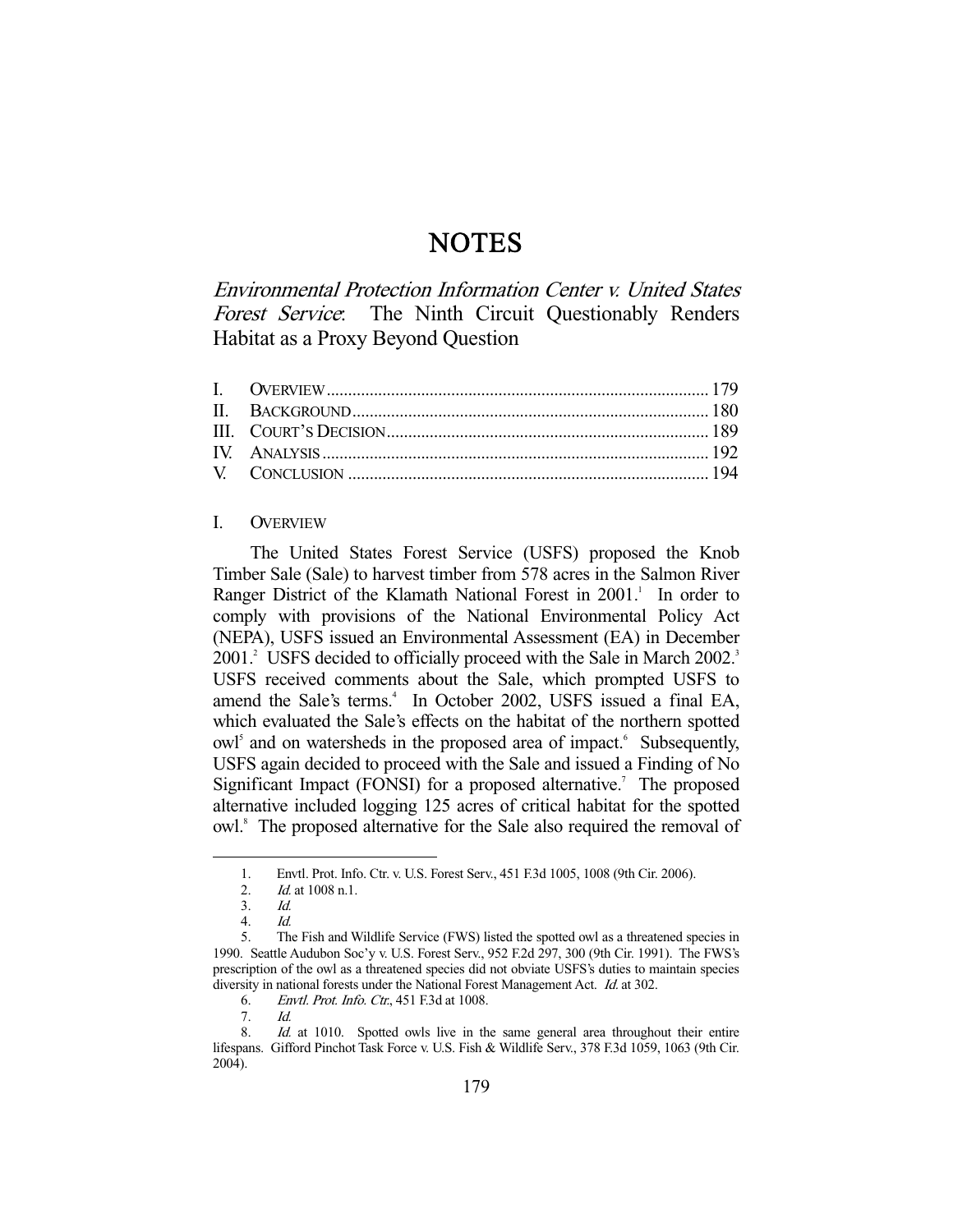# NOTES

## *Environmental Protection Information Center v. United States Forest Service*: The Ninth Circuit Questionably Renders Habitat as a Proxy Beyond Question

| | | |
|---|---|---|
| I. | OVERVIEW | 179 |
| II. | BACKGROUND | 180 |
| III. | COURT'S DECISION | 189 |
| IV. | ANALYSIS | 192 |
| V. | CONCLUSION | 194 |

### I. OVERVIEW

The United States Forest Service (USFS) proposed the Knob Timber Sale (Sale) to harvest timber from 578 acres in the Salmon River Ranger District of the Klamath National Forest in 2001.[1] In order to comply with provisions of the National Environmental Policy Act (NEPA), USFS issued an Environmental Assessment (EA) in December 2001.[2] USFS decided to officially proceed with the Sale in March 2002.[3] USFS received comments about the Sale, which prompted USFS to amend the Sale's terms.[4] In October 2002, USFS issued a final EA, which evaluated the Sale's effects on the habitat of the northern spotted owl[5] and on watersheds in the proposed area of impact.[6] Subsequently, USFS again decided to proceed with the Sale and issued a Finding of No Significant Impact (FONSI) for a proposed alternative.[7] The proposed alternative included logging 125 acres of critical habitat for the spotted owl.[8] The proposed alternative for the Sale also required the removal of

---

1. Envtl. Prot. Info. Ctr. v. U.S. Forest Serv., 451 F.3d 1005, 1008 (9th Cir. 2006).
2. *Id.* at 1008 n.1.
3. *Id.*
4. *Id.*
5. The Fish and Wildlife Service (FWS) listed the spotted owl as a threatened species in 1990. Seattle Audubon Soc'y v. U.S. Forest Serv., 952 F.2d 297, 300 (9th Cir. 1991). The FWS's prescription of the owl as a threatened species did not obviate USFS's duties to maintain species diversity in national forests under the National Forest Management Act. *Id.* at 302.
6. *Envtl. Prot. Info. Ctr.*, 451 F.3d at 1008.
7. *Id.*
8. *Id.* at 1010. Spotted owls live in the same general area throughout their entire lifespans. Gifford Pinchot Task Force v. U.S. Fish & Wildlife Serv., 378 F.3d 1059, 1063 (9th Cir. 2004).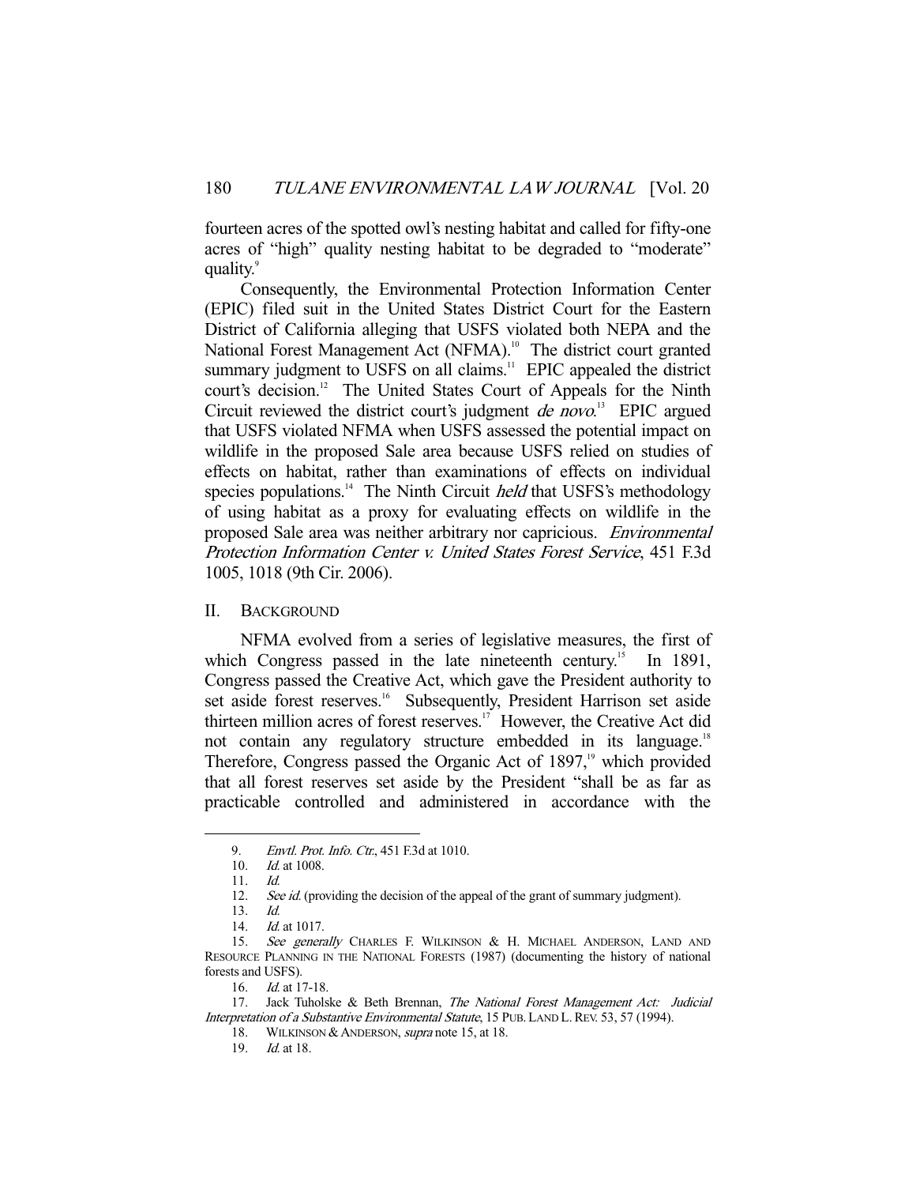fourteen acres of the spotted owl's nesting habitat and called for fifty-one acres of "high" quality nesting habitat to be degraded to "moderate" quality.[9]

Consequently, the Environmental Protection Information Center (EPIC) filed suit in the United States District Court for the Eastern District of California alleging that USFS violated both NEPA and the National Forest Management Act (NFMA).[10] The district court granted summary judgment to USFS on all claims.[11] EPIC appealed the district court's decision.[12] The United States Court of Appeals for the Ninth Circuit reviewed the district court's judgment *de novo*.[13] EPIC argued that USFS violated NFMA when USFS assessed the potential impact on wildlife in the proposed Sale area because USFS relied on studies of effects on habitat, rather than examinations of effects on individual species populations.[14] The Ninth Circuit *held* that USFS's methodology of using habitat as a proxy for evaluating effects on wildlife in the proposed Sale area was neither arbitrary nor capricious. *Environmental Protection Information Center v. United States Forest Service*, 451 F.3d 1005, 1018 (9th Cir. 2006).

## II. BACKGROUND

NFMA evolved from a series of legislative measures, the first of which Congress passed in the late nineteenth century.[15] In 1891, Congress passed the Creative Act, which gave the President authority to set aside forest reserves.[16] Subsequently, President Harrison set aside thirteen million acres of forest reserves.[17] However, the Creative Act did not contain any regulatory structure embedded in its language.[18] Therefore, Congress passed the Organic Act of 1897,[19] which provided that all forest reserves set aside by the President "shall be as far as practicable controlled and administered in accordance with the

---

9. *Envtl. Prot. Info. Ctr.*, 451 F.3d at 1010.
10. *Id.* at 1008.
11. *Id.*
12. *See id.* (providing the decision of the appeal of the grant of summary judgment).
13. *Id.*
14. *Id.* at 1017.
15. *See generally* CHARLES F. WILKINSON & H. MICHAEL ANDERSON, LAND AND RESOURCE PLANNING IN THE NATIONAL FORESTS (1987) (documenting the history of national forests and USFS).
16. *Id.* at 17-18.
17. Jack Tuholske & Beth Brennan, *The National Forest Management Act: Judicial Interpretation of a Substantive Environmental Statute*, 15 PUB. LAND L. REV. 53, 57 (1994).
18. WILKINSON & ANDERSON, *supra* note 15, at 18.
19. *Id.* at 18.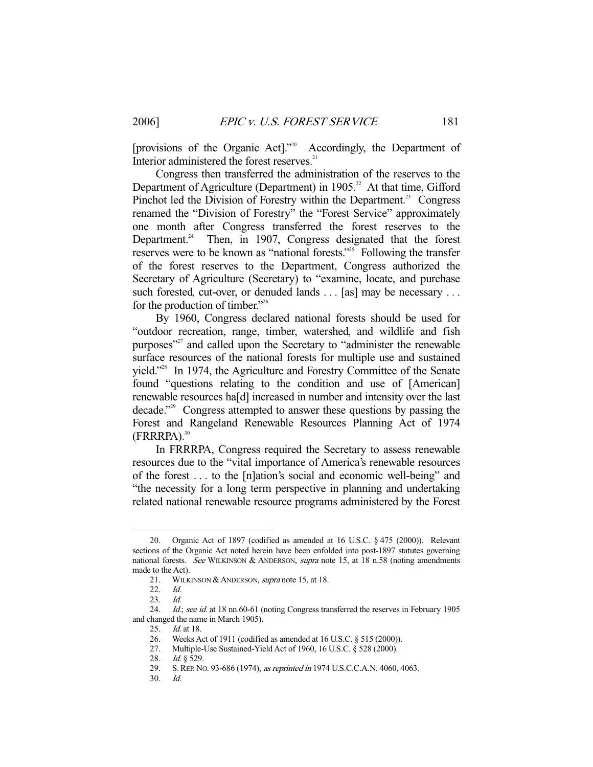[provisions of the Organic Act]."[20] Accordingly, the Department of Interior administered the forest reserves.[21]

Congress then transferred the administration of the reserves to the Department of Agriculture (Department) in 1905.[22] At that time, Gifford Pinchot led the Division of Forestry within the Department.[23] Congress renamed the "Division of Forestry" the "Forest Service" approximately one month after Congress transferred the forest reserves to the Department.[24] Then, in 1907, Congress designated that the forest reserves were to be known as "national forests."[25] Following the transfer of the forest reserves to the Department, Congress authorized the Secretary of Agriculture (Secretary) to "examine, locate, and purchase such forested, cut-over, or denuded lands . . . [as] may be necessary . . . for the production of timber."[26]

By 1960, Congress declared national forests should be used for "outdoor recreation, range, timber, watershed, and wildlife and fish purposes"[27] and called upon the Secretary to "administer the renewable surface resources of the national forests for multiple use and sustained yield."[28] In 1974, the Agriculture and Forestry Committee of the Senate found "questions relating to the condition and use of [American] renewable resources ha[d] increased in number and intensity over the last decade."[29] Congress attempted to answer these questions by passing the Forest and Rangeland Renewable Resources Planning Act of 1974 (FRRRPA).[30]

In FRRRPA, Congress required the Secretary to assess renewable resources due to the "vital importance of America's renewable resources of the forest . . . to the [n]ation's social and economic well-being" and "the necessity for a long term perspective in planning and undertaking related national renewable resource programs administered by the Forest

---

20. Organic Act of 1897 (codified as amended at 16 U.S.C. § 475 (2000)). Relevant sections of the Organic Act noted herein have been enfolded into post-1897 statutes governing national forests. *See* WILKINSON & ANDERSON, *supra* note 15, at 18 n.58 (noting amendments made to the Act).

21. WILKINSON & ANDERSON, *supra* note 15, at 18.

22. *Id.*

23. *Id.*

24. *Id.*; *see id.* at 18 nn.60-61 (noting Congress transferred the reserves in February 1905 and changed the name in March 1905).

25. *Id.* at 18.

26. Weeks Act of 1911 (codified as amended at 16 U.S.C. § 515 (2000)).

27. Multiple-Use Sustained-Yield Act of 1960, 16 U.S.C. § 528 (2000).

28. *Id.* § 529.

29. S. REP. NO. 93-686 (1974), *as reprinted in* 1974 U.S.C.C.A.N. 4060, 4063.

30. *Id.*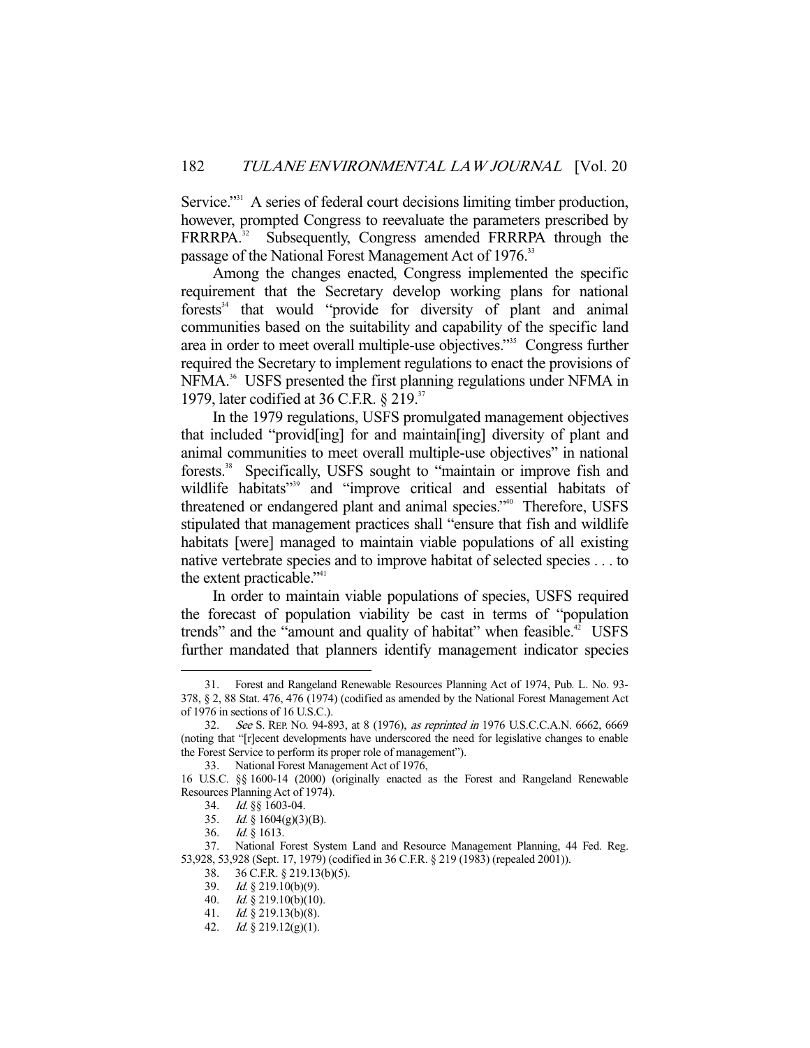Service."[31] A series of federal court decisions limiting timber production, however, prompted Congress to reevaluate the parameters prescribed by FRRRPA.[32] Subsequently, Congress amended FRRRPA through the passage of the National Forest Management Act of 1976.[33]

Among the changes enacted, Congress implemented the specific requirement that the Secretary develop working plans for national forests[34] that would "provide for diversity of plant and animal communities based on the suitability and capability of the specific land area in order to meet overall multiple-use objectives."[35] Congress further required the Secretary to implement regulations to enact the provisions of NFMA.[36] USFS presented the first planning regulations under NFMA in 1979, later codified at 36 C.F.R. § 219.[37]

In the 1979 regulations, USFS promulgated management objectives that included "provid[ing] for and maintain[ing] diversity of plant and animal communities to meet overall multiple-use objectives" in national forests.[38] Specifically, USFS sought to "maintain or improve fish and wildlife habitats"[39] and "improve critical and essential habitats of threatened or endangered plant and animal species."[40] Therefore, USFS stipulated that management practices shall "ensure that fish and wildlife habitats [were] managed to maintain viable populations of all existing native vertebrate species and to improve habitat of selected species . . . to the extent practicable."[41]

In order to maintain viable populations of species, USFS required the forecast of population viability be cast in terms of "population trends" and the "amount and quality of habitat" when feasible.[42] USFS further mandated that planners identify management indicator species

---

31. Forest and Rangeland Renewable Resources Planning Act of 1974, Pub. L. No. 93-378, § 2, 88 Stat. 476, 476 (1974) (codified as amended by the National Forest Management Act of 1976 in sections of 16 U.S.C.).

32. *See* S. REP. NO. 94-893, at 8 (1976), *as reprinted in* 1976 U.S.C.C.A.N. 6662, 6669 (noting that "[r]ecent developments have underscored the need for legislative changes to enable the Forest Service to perform its proper role of management").

33. National Forest Management Act of 1976, 16 U.S.C. §§ 1600-14 (2000) (originally enacted as the Forest and Rangeland Renewable Resources Planning Act of 1974).

34. *Id.* §§ 1603-04.

35. *Id.* § 1604(g)(3)(B).

36. *Id.* § 1613.

37. National Forest System Land and Resource Management Planning, 44 Fed. Reg. 53,928, 53,928 (Sept. 17, 1979) (codified in 36 C.F.R. § 219 (1983) (repealed 2001)).

38. 36 C.F.R. § 219.13(b)(5).

39. *Id.* § 219.10(b)(9).

40. *Id.* § 219.10(b)(10).

41. *Id.* § 219.13(b)(8).

42. *Id.* § 219.12(g)(1).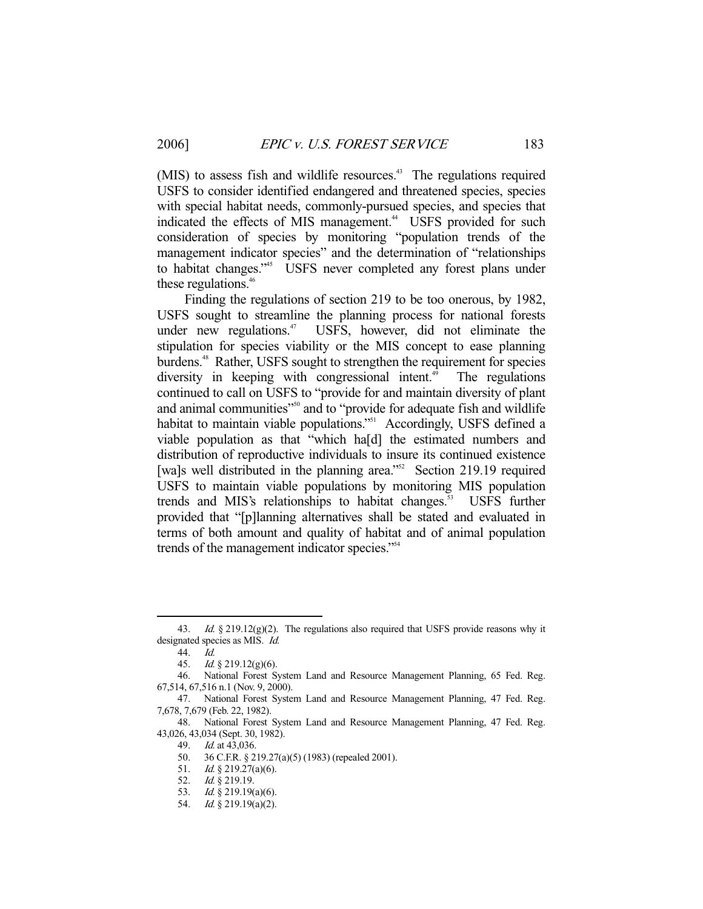(MIS) to assess fish and wildlife resources.[43] The regulations required USFS to consider identified endangered and threatened species, species with special habitat needs, commonly-pursued species, and species that indicated the effects of MIS management.[44] USFS provided for such consideration of species by monitoring "population trends of the management indicator species" and the determination of "relationships to habitat changes."[45] USFS never completed any forest plans under these regulations.[46]

Finding the regulations of section 219 to be too onerous, by 1982, USFS sought to streamline the planning process for national forests under new regulations.[47] USFS, however, did not eliminate the stipulation for species viability or the MIS concept to ease planning burdens.[48] Rather, USFS sought to strengthen the requirement for species diversity in keeping with congressional intent.[49] The regulations continued to call on USFS to "provide for and maintain diversity of plant and animal communities"[50] and to "provide for adequate fish and wildlife habitat to maintain viable populations."[51] Accordingly, USFS defined a viable population as that "which ha[d] the estimated numbers and distribution of reproductive individuals to insure its continued existence [wa]s well distributed in the planning area."[52] Section 219.19 required USFS to maintain viable populations by monitoring MIS population trends and MIS's relationships to habitat changes.[53] USFS further provided that "[p]lanning alternatives shall be stated and evaluated in terms of both amount and quality of habitat and of animal population trends of the management indicator species."[54]

---

43. *Id.* § 219.12(g)(2). The regulations also required that USFS provide reasons why it designated species as MIS. *Id.*

44. *Id.*

45. *Id.* § 219.12(g)(6).

46. National Forest System Land and Resource Management Planning, 65 Fed. Reg. 67,514, 67,516 n.1 (Nov. 9, 2000).

47. National Forest System Land and Resource Management Planning, 47 Fed. Reg. 7,678, 7,679 (Feb. 22, 1982).

48. National Forest System Land and Resource Management Planning, 47 Fed. Reg. 43,026, 43,034 (Sept. 30, 1982).

49. *Id.* at 43,036.

50. 36 C.F.R. § 219.27(a)(5) (1983) (repealed 2001).

51. *Id.* § 219.27(a)(6).

52. *Id.* § 219.19.

53. *Id.* § 219.19(a)(6).

54. *Id.* § 219.19(a)(2).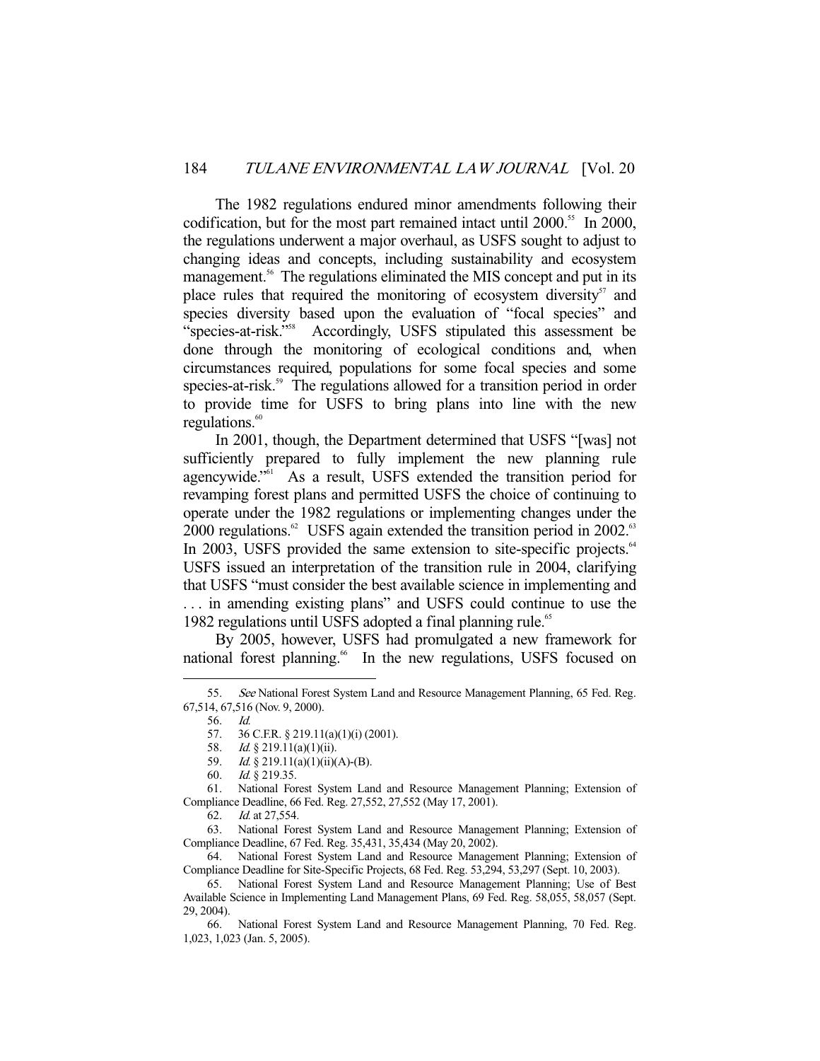The 1982 regulations endured minor amendments following their codification, but for the most part remained intact until 2000.[55] In 2000, the regulations underwent a major overhaul, as USFS sought to adjust to changing ideas and concepts, including sustainability and ecosystem management.[56] The regulations eliminated the MIS concept and put in its place rules that required the monitoring of ecosystem diversity[57] and species diversity based upon the evaluation of "focal species" and "species-at-risk."[58] Accordingly, USFS stipulated this assessment be done through the monitoring of ecological conditions and, when circumstances required, populations for some focal species and some species-at-risk.[59] The regulations allowed for a transition period in order to provide time for USFS to bring plans into line with the new regulations.[60]

In 2001, though, the Department determined that USFS "[was] not sufficiently prepared to fully implement the new planning rule agencywide."[61] As a result, USFS extended the transition period for revamping forest plans and permitted USFS the choice of continuing to operate under the 1982 regulations or implementing changes under the 2000 regulations.[62] USFS again extended the transition period in 2002.[63] In 2003, USFS provided the same extension to site-specific projects.[64] USFS issued an interpretation of the transition rule in 2004, clarifying that USFS "must consider the best available science in implementing and . . . in amending existing plans" and USFS could continue to use the 1982 regulations until USFS adopted a final planning rule.[65]

By 2005, however, USFS had promulgated a new framework for national forest planning.[66] In the new regulations, USFS focused on

---

55. *See* National Forest System Land and Resource Management Planning, 65 Fed. Reg. 67,514, 67,516 (Nov. 9, 2000).

56. *Id.*

57. 36 C.F.R. § 219.11(a)(1)(i) (2001).

58. *Id.* § 219.11(a)(1)(ii).

59. *Id.* § 219.11(a)(1)(ii)(A)-(B).

60. *Id.* § 219.35.

61. National Forest System Land and Resource Management Planning; Extension of Compliance Deadline, 66 Fed. Reg. 27,552, 27,552 (May 17, 2001).

62. *Id.* at 27,554.

63. National Forest System Land and Resource Management Planning; Extension of Compliance Deadline, 67 Fed. Reg. 35,431, 35,434 (May 20, 2002).

64. National Forest System Land and Resource Management Planning; Extension of Compliance Deadline for Site-Specific Projects, 68 Fed. Reg. 53,294, 53,297 (Sept. 10, 2003).

65. National Forest System Land and Resource Management Planning; Use of Best Available Science in Implementing Land Management Plans, 69 Fed. Reg. 58,055, 58,057 (Sept. 29, 2004).

66. National Forest System Land and Resource Management Planning, 70 Fed. Reg. 1,023, 1,023 (Jan. 5, 2005).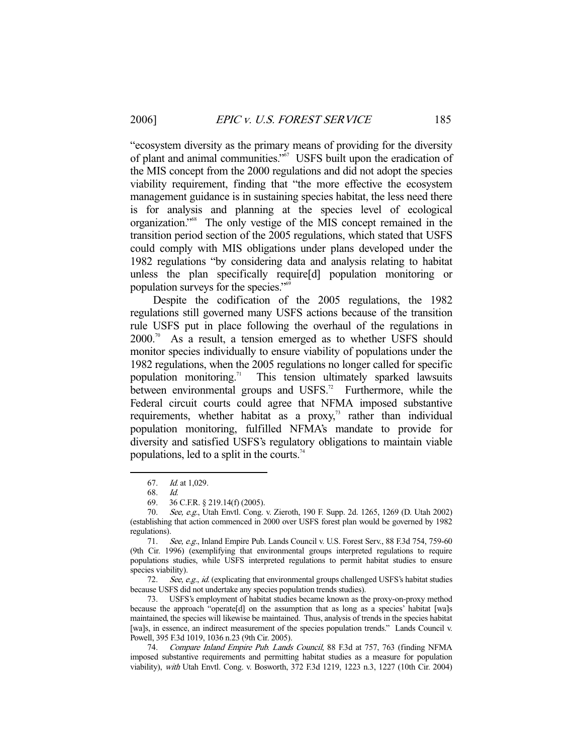"ecosystem diversity as the primary means of providing for the diversity of plant and animal communities."[67] USFS built upon the eradication of the MIS concept from the 2000 regulations and did not adopt the species viability requirement, finding that "the more effective the ecosystem management guidance is in sustaining species habitat, the less need there is for analysis and planning at the species level of ecological organization."[68] The only vestige of the MIS concept remained in the transition period section of the 2005 regulations, which stated that USFS could comply with MIS obligations under plans developed under the 1982 regulations "by considering data and analysis relating to habitat unless the plan specifically require[d] population monitoring or population surveys for the species."[69]

Despite the codification of the 2005 regulations, the 1982 regulations still governed many USFS actions because of the transition rule USFS put in place following the overhaul of the regulations in 2000.[70] As a result, a tension emerged as to whether USFS should monitor species individually to ensure viability of populations under the 1982 regulations, when the 2005 regulations no longer called for specific population monitoring.[71] This tension ultimately sparked lawsuits between environmental groups and USFS.[72] Furthermore, while the Federal circuit courts could agree that NFMA imposed substantive requirements, whether habitat as a proxy,[73] rather than individual population monitoring, fulfilled NFMA's mandate to provide for diversity and satisfied USFS's regulatory obligations to maintain viable populations, led to a split in the courts.[74]

---

67. *Id.* at 1,029.

68. *Id.*

69. 36 C.F.R. § 219.14(f) (2005).

70. *See, e.g.*, Utah Envtl. Cong. v. Zieroth, 190 F. Supp. 2d. 1265, 1269 (D. Utah 2002) (establishing that action commenced in 2000 over USFS forest plan would be governed by 1982 regulations).

71. *See, e.g.*, Inland Empire Pub. Lands Council v. U.S. Forest Serv., 88 F.3d 754, 759-60 (9th Cir. 1996) (exemplifying that environmental groups interpreted regulations to require populations studies, while USFS interpreted regulations to permit habitat studies to ensure species viability).

72. *See, e.g.*, *id.* (explicating that environmental groups challenged USFS's habitat studies because USFS did not undertake any species population trends studies).

73. USFS's employment of habitat studies became known as the proxy-on-proxy method because the approach "operate[d] on the assumption that as long as a species' habitat [wa]s maintained, the species will likewise be maintained. Thus, analysis of trends in the species habitat [wa]s, in essence, an indirect measurement of the species population trends." Lands Council v. Powell, 395 F.3d 1019, 1036 n.23 (9th Cir. 2005).

74. *Compare Inland Empire Pub. Lands Council*, 88 F.3d at 757, 763 (finding NFMA imposed substantive requirements and permitting habitat studies as a measure for population viability), *with* Utah Envtl. Cong. v. Bosworth, 372 F.3d 1219, 1223 n.3, 1227 (10th Cir. 2004)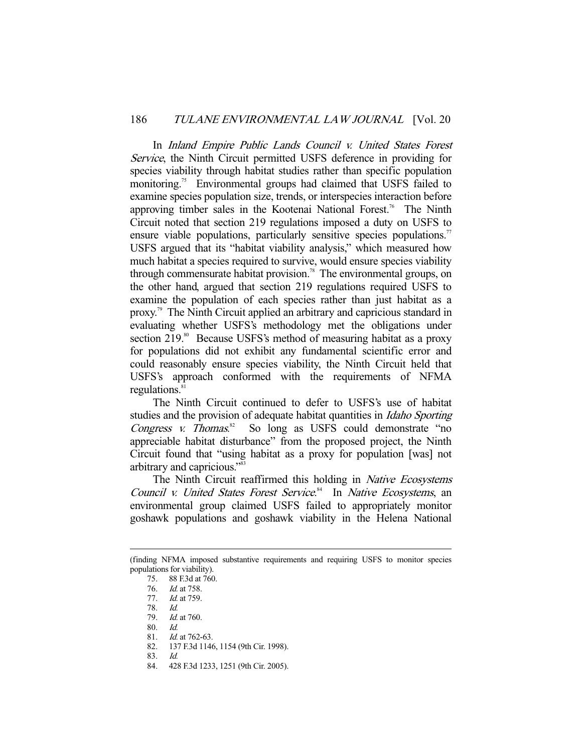In *Inland Empire Public Lands Council v. United States Forest Service*, the Ninth Circuit permitted USFS deference in providing for species viability through habitat studies rather than specific population monitoring.[75] Environmental groups had claimed that USFS failed to examine species population size, trends, or interspecies interaction before approving timber sales in the Kootenai National Forest.[76] The Ninth Circuit noted that section 219 regulations imposed a duty on USFS to ensure viable populations, particularly sensitive species populations.[77] USFS argued that its "habitat viability analysis," which measured how much habitat a species required to survive, would ensure species viability through commensurate habitat provision.[78] The environmental groups, on the other hand, argued that section 219 regulations required USFS to examine the population of each species rather than just habitat as a proxy.[79] The Ninth Circuit applied an arbitrary and capricious standard in evaluating whether USFS's methodology met the obligations under section 219.[80] Because USFS's method of measuring habitat as a proxy for populations did not exhibit any fundamental scientific error and could reasonably ensure species viability, the Ninth Circuit held that USFS's approach conformed with the requirements of NFMA regulations.[81]

The Ninth Circuit continued to defer to USFS's use of habitat studies and the provision of adequate habitat quantities in *Idaho Sporting Congress v. Thomas*.[82] So long as USFS could demonstrate "no appreciable habitat disturbance" from the proposed project, the Ninth Circuit found that "using habitat as a proxy for population [was] not arbitrary and capricious."[83]

The Ninth Circuit reaffirmed this holding in *Native Ecosystems Council v. United States Forest Service*.[84] In *Native Ecosystems*, an environmental group claimed USFS failed to appropriately monitor goshawk populations and goshawk viability in the Helena National

---

(finding NFMA imposed substantive requirements and requiring USFS to monitor species populations for viability).

75. 88 F.3d at 760.
76. *Id.* at 758.
77. *Id.* at 759.
78. *Id.*
79. *Id.* at 760.
80. *Id.*
81. *Id.* at 762-63.
82. 137 F.3d 1146, 1154 (9th Cir. 1998).
83. *Id.*
84. 428 F.3d 1233, 1251 (9th Cir. 2005).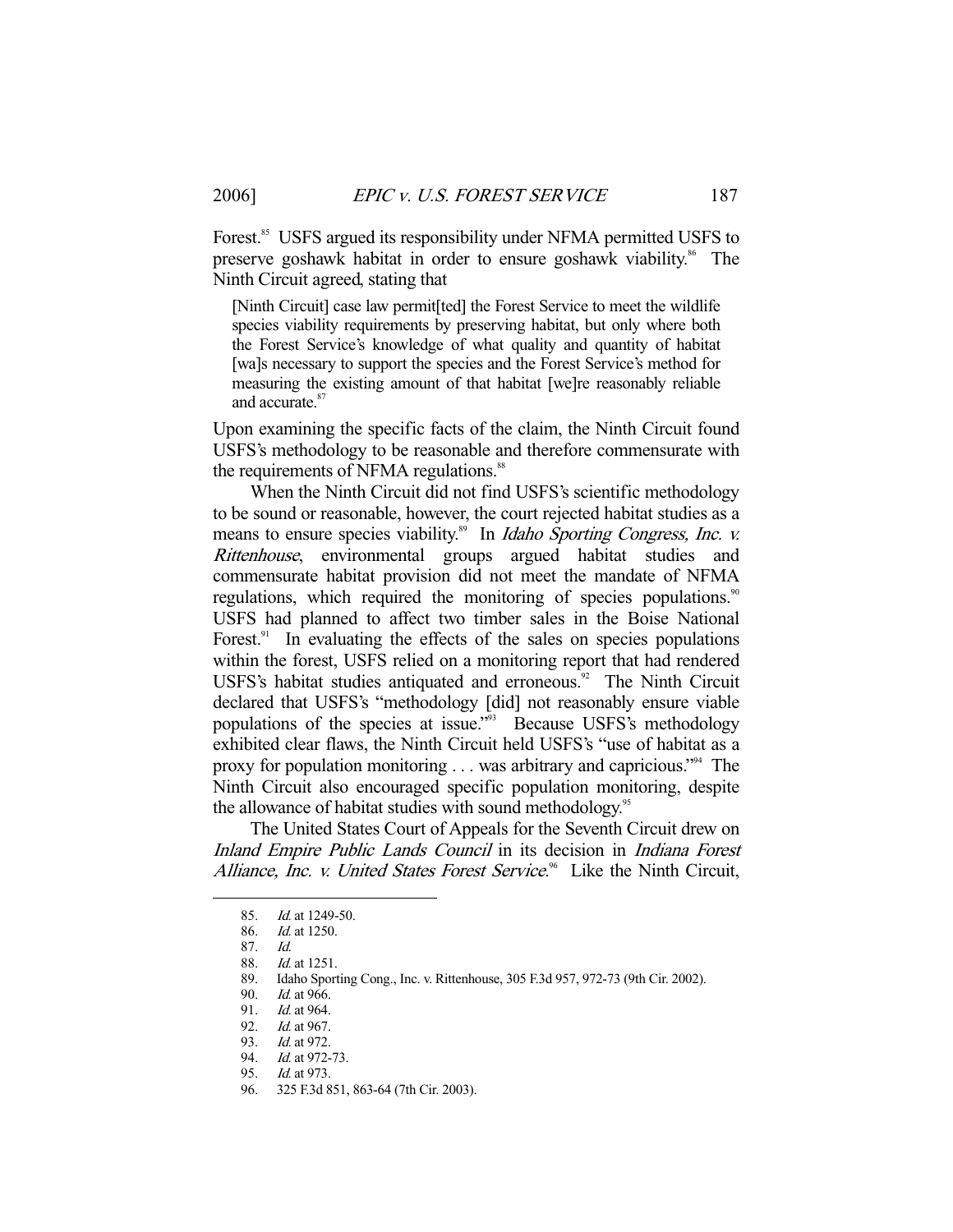Forest.[85] USFS argued its responsibility under NFMA permitted USFS to preserve goshawk habitat in order to ensure goshawk viability.[86] The Ninth Circuit agreed, stating that

> [Ninth Circuit] case law permit[ted] the Forest Service to meet the wildlife species viability requirements by preserving habitat, but only where both the Forest Service's knowledge of what quality and quantity of habitat [wa]s necessary to support the species and the Forest Service's method for measuring the existing amount of that habitat [we]re reasonably reliable and accurate.[87]

Upon examining the specific facts of the claim, the Ninth Circuit found USFS's methodology to be reasonable and therefore commensurate with the requirements of NFMA regulations.[88]

When the Ninth Circuit did not find USFS's scientific methodology to be sound or reasonable, however, the court rejected habitat studies as a means to ensure species viability.[89] In *Idaho Sporting Congress, Inc. v. Rittenhouse*, environmental groups argued habitat studies and commensurate habitat provision did not meet the mandate of NFMA regulations, which required the monitoring of species populations.[90] USFS had planned to affect two timber sales in the Boise National Forest.[91] In evaluating the effects of the sales on species populations within the forest, USFS relied on a monitoring report that had rendered USFS's habitat studies antiquated and erroneous.[92] The Ninth Circuit declared that USFS's "methodology [did] not reasonably ensure viable populations of the species at issue."[93] Because USFS's methodology exhibited clear flaws, the Ninth Circuit held USFS's "use of habitat as a proxy for population monitoring . . . was arbitrary and capricious."[94] The Ninth Circuit also encouraged specific population monitoring, despite the allowance of habitat studies with sound methodology.[95]

The United States Court of Appeals for the Seventh Circuit drew on *Inland Empire Public Lands Council* in its decision in *Indiana Forest Alliance, Inc. v. United States Forest Service*.[96] Like the Ninth Circuit,

---

85. *Id.* at 1249-50.
86. *Id.* at 1250.
87. *Id.*
88. *Id.* at 1251.
89. Idaho Sporting Cong., Inc. v. Rittenhouse, 305 F.3d 957, 972-73 (9th Cir. 2002).
90. *Id.* at 966.
91. *Id.* at 964.
92. *Id.* at 967.
93. *Id.* at 972.
94. *Id.* at 972-73.
95. *Id.* at 973.
96. 325 F.3d 851, 863-64 (7th Cir. 2003).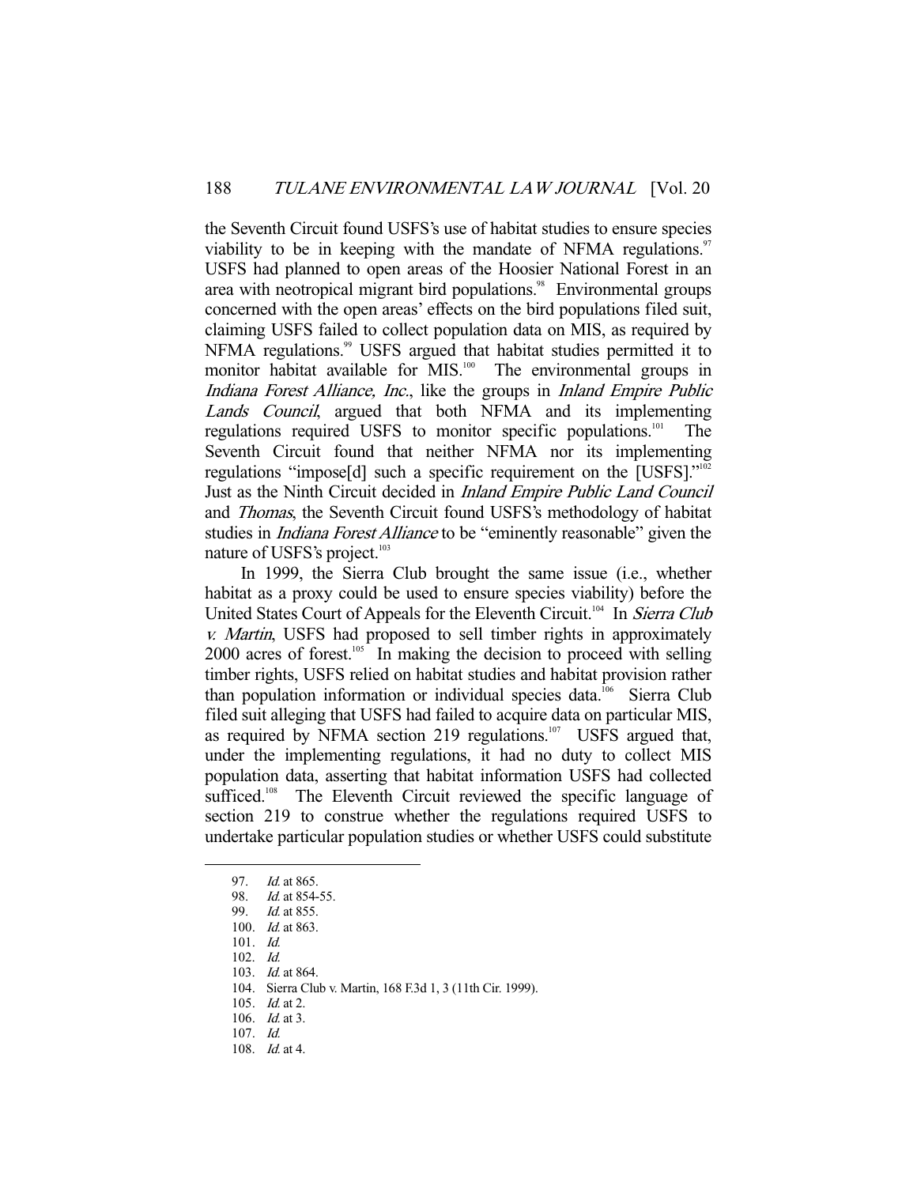the Seventh Circuit found USFS's use of habitat studies to ensure species viability to be in keeping with the mandate of NFMA regulations.[97] USFS had planned to open areas of the Hoosier National Forest in an area with neotropical migrant bird populations.[98] Environmental groups concerned with the open areas' effects on the bird populations filed suit, claiming USFS failed to collect population data on MIS, as required by NFMA regulations.[99] USFS argued that habitat studies permitted it to monitor habitat available for MIS.[100] The environmental groups in *Indiana Forest Alliance, Inc.*, like the groups in *Inland Empire Public Lands Council*, argued that both NFMA and its implementing regulations required USFS to monitor specific populations.[101] The Seventh Circuit found that neither NFMA nor its implementing regulations "impose[d] such a specific requirement on the [USFS]."[102] Just as the Ninth Circuit decided in *Inland Empire Public Land Council* and *Thomas*, the Seventh Circuit found USFS's methodology of habitat studies in *Indiana Forest Alliance* to be "eminently reasonable" given the nature of USFS's project.[103]

In 1999, the Sierra Club brought the same issue (i.e., whether habitat as a proxy could be used to ensure species viability) before the United States Court of Appeals for the Eleventh Circuit.[104] In *Sierra Club v. Martin*, USFS had proposed to sell timber rights in approximately 2000 acres of forest.[105] In making the decision to proceed with selling timber rights, USFS relied on habitat studies and habitat provision rather than population information or individual species data.[106] Sierra Club filed suit alleging that USFS had failed to acquire data on particular MIS, as required by NFMA section 219 regulations.[107] USFS argued that, under the implementing regulations, it had no duty to collect MIS population data, asserting that habitat information USFS had collected sufficed.[108] The Eleventh Circuit reviewed the specific language of section 219 to construe whether the regulations required USFS to undertake particular population studies or whether USFS could substitute

97. *Id.* at 865.
98. *Id.* at 854-55.
99. *Id.* at 855.
100. *Id.* at 863.
101. *Id.*
102. *Id.*
103. *Id.* at 864.
104. Sierra Club v. Martin, 168 F.3d 1, 3 (11th Cir. 1999).
105. *Id.* at 2.
106. *Id.* at 3.
107. *Id.*
108. *Id.* at 4.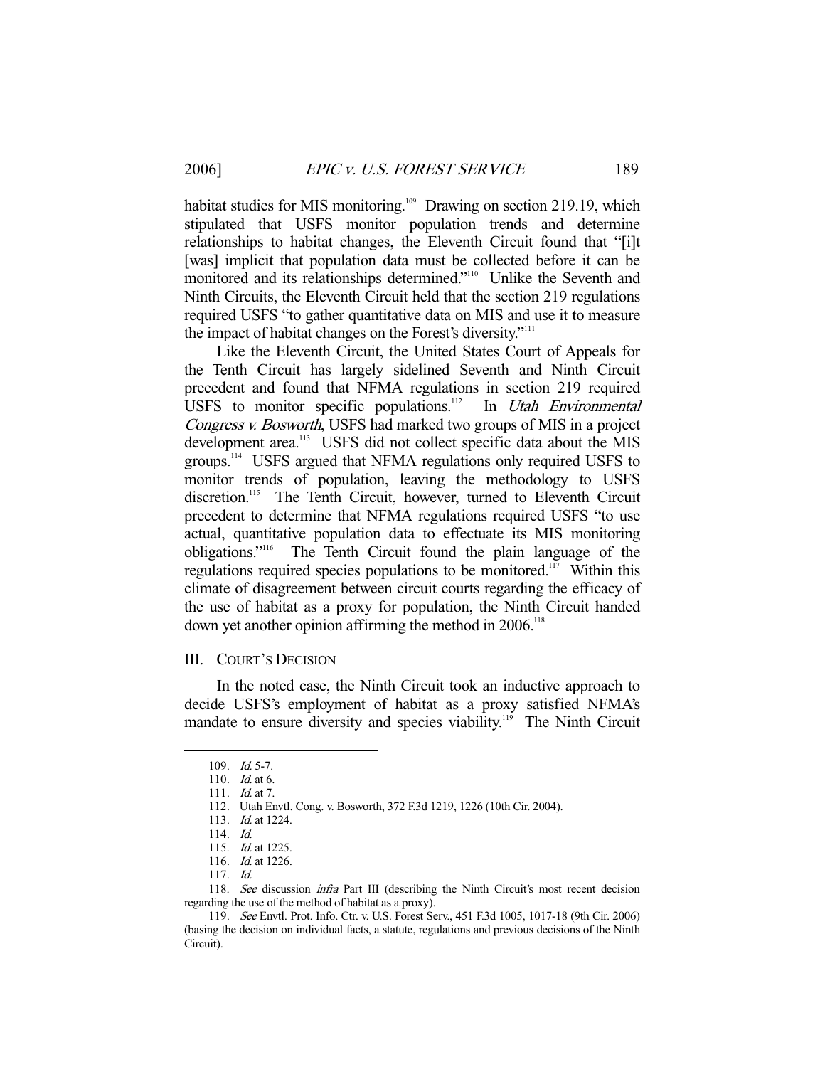habitat studies for MIS monitoring.[109] Drawing on section 219.19, which stipulated that USFS monitor population trends and determine relationships to habitat changes, the Eleventh Circuit found that "[i]t [was] implicit that population data must be collected before it can be monitored and its relationships determined."[110] Unlike the Seventh and Ninth Circuits, the Eleventh Circuit held that the section 219 regulations required USFS "to gather quantitative data on MIS and use it to measure the impact of habitat changes on the Forest's diversity."[111]

Like the Eleventh Circuit, the United States Court of Appeals for the Tenth Circuit has largely sidelined Seventh and Ninth Circuit precedent and found that NFMA regulations in section 219 required USFS to monitor specific populations.[112] In *Utah Environmental Congress v. Bosworth*, USFS had marked two groups of MIS in a project development area.[113] USFS did not collect specific data about the MIS groups.[114] USFS argued that NFMA regulations only required USFS to monitor trends of population, leaving the methodology to USFS discretion.[115] The Tenth Circuit, however, turned to Eleventh Circuit precedent to determine that NFMA regulations required USFS "to use actual, quantitative population data to effectuate its MIS monitoring obligations."[116] The Tenth Circuit found the plain language of the regulations required species populations to be monitored.[117] Within this climate of disagreement between circuit courts regarding the efficacy of the use of habitat as a proxy for population, the Ninth Circuit handed down yet another opinion affirming the method in 2006.[118]

## III. COURT'S DECISION

In the noted case, the Ninth Circuit took an inductive approach to decide USFS's employment of habitat as a proxy satisfied NFMA's mandate to ensure diversity and species viability.[119] The Ninth Circuit

---

109. *Id.* 5-7.

110. *Id.* at 6.

111. *Id.* at 7.

112. Utah Envtl. Cong. v. Bosworth, 372 F.3d 1219, 1226 (10th Cir. 2004).

113. *Id.* at 1224.

114. *Id.*

115. *Id.* at 1225.

116. *Id.* at 1226.

117. *Id.*

118. *See* discussion *infra* Part III (describing the Ninth Circuit's most recent decision regarding the use of the method of habitat as a proxy).

119. *See* Envtl. Prot. Info. Ctr. v. U.S. Forest Serv., 451 F.3d 1005, 1017-18 (9th Cir. 2006) (basing the decision on individual facts, a statute, regulations and previous decisions of the Ninth Circuit).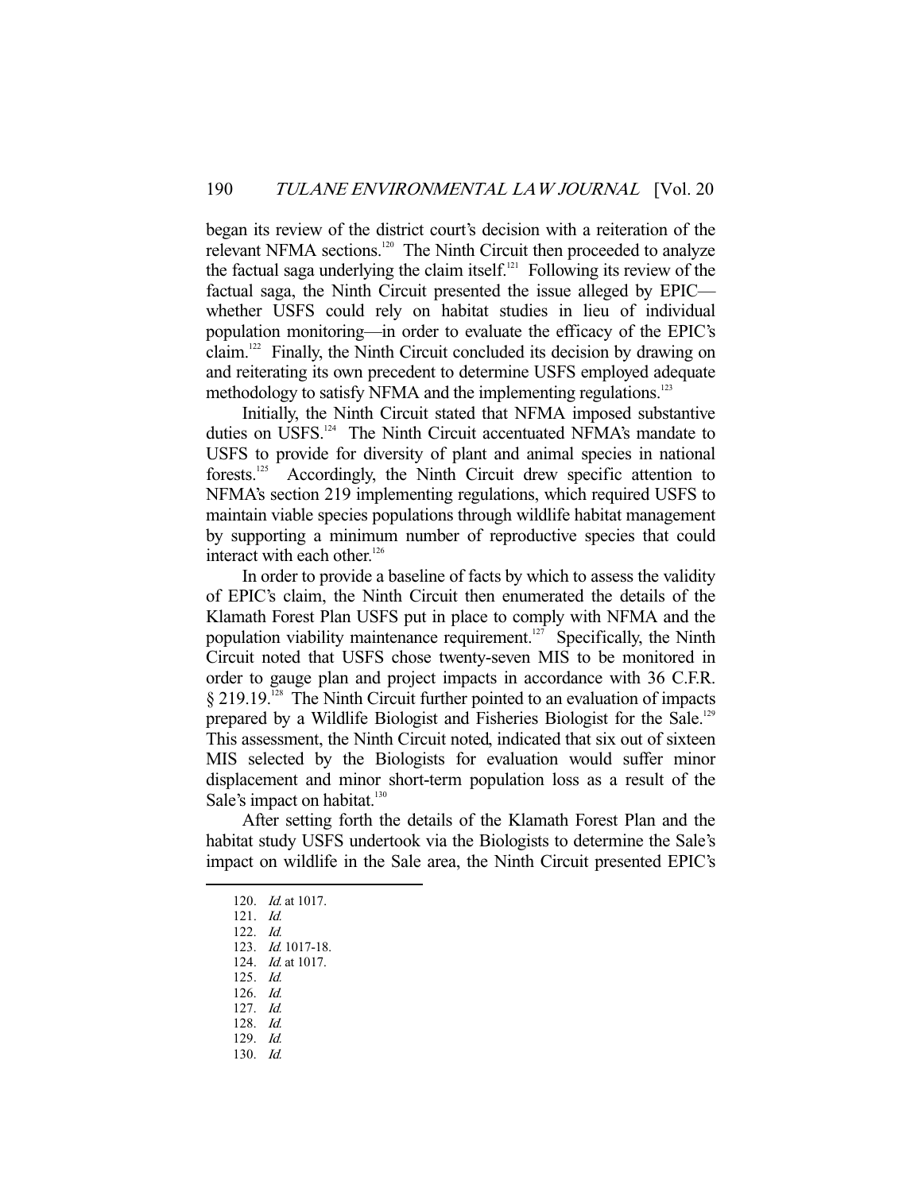began its review of the district court's decision with a reiteration of the relevant NFMA sections.[120] The Ninth Circuit then proceeded to analyze the factual saga underlying the claim itself.[121] Following its review of the factual saga, the Ninth Circuit presented the issue alleged by EPIC—whether USFS could rely on habitat studies in lieu of individual population monitoring—in order to evaluate the efficacy of the EPIC's claim.[122] Finally, the Ninth Circuit concluded its decision by drawing on and reiterating its own precedent to determine USFS employed adequate methodology to satisfy NFMA and the implementing regulations.[123]

Initially, the Ninth Circuit stated that NFMA imposed substantive duties on USFS.[124] The Ninth Circuit accentuated NFMA's mandate to USFS to provide for diversity of plant and animal species in national forests.[125] Accordingly, the Ninth Circuit drew specific attention to NFMA's section 219 implementing regulations, which required USFS to maintain viable species populations through wildlife habitat management by supporting a minimum number of reproductive species that could interact with each other.[126]

In order to provide a baseline of facts by which to assess the validity of EPIC's claim, the Ninth Circuit then enumerated the details of the Klamath Forest Plan USFS put in place to comply with NFMA and the population viability maintenance requirement.[127] Specifically, the Ninth Circuit noted that USFS chose twenty-seven MIS to be monitored in order to gauge plan and project impacts in accordance with 36 C.F.R. § 219.19.[128] The Ninth Circuit further pointed to an evaluation of impacts prepared by a Wildlife Biologist and Fisheries Biologist for the Sale.[129] This assessment, the Ninth Circuit noted, indicated that six out of sixteen MIS selected by the Biologists for evaluation would suffer minor displacement and minor short-term population loss as a result of the Sale's impact on habitat.[130]

After setting forth the details of the Klamath Forest Plan and the habitat study USFS undertook via the Biologists to determine the Sale's impact on wildlife in the Sale area, the Ninth Circuit presented EPIC's

---

120. *Id.* at 1017.
121. *Id.*
122. *Id.*
123. *Id.* 1017-18.
124. *Id.* at 1017.
125. *Id.*
126. *Id.*
127. *Id.*
128. *Id.*
129. *Id.*
130. *Id.*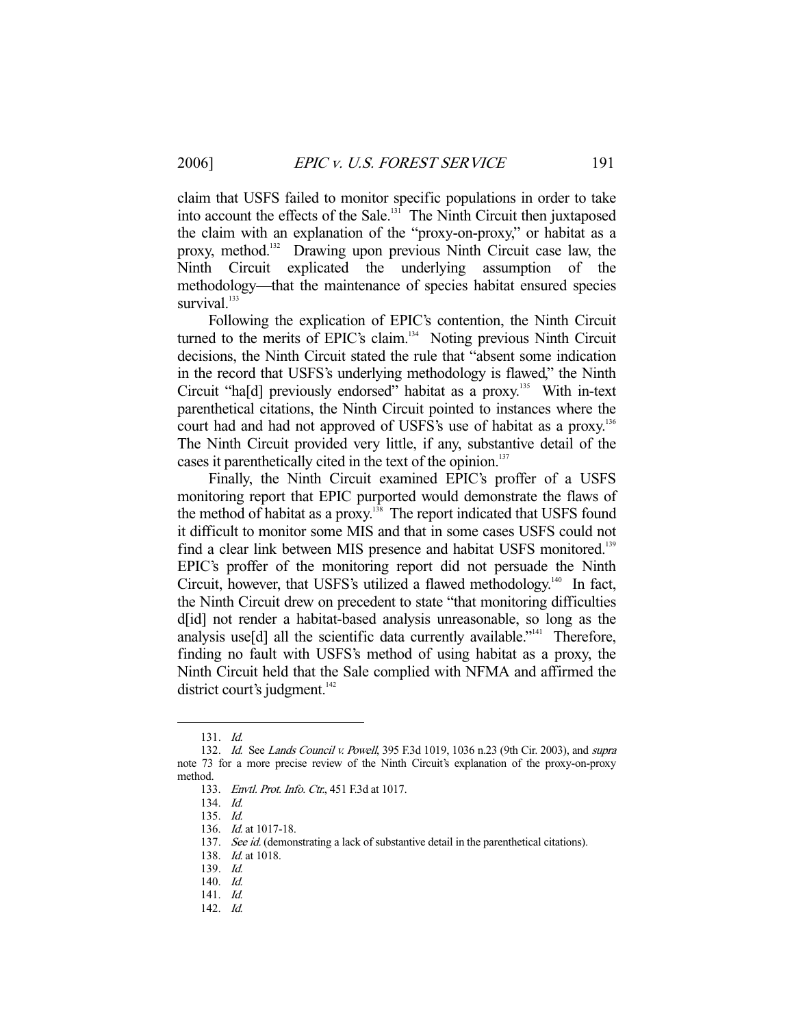claim that USFS failed to monitor specific populations in order to take into account the effects of the Sale.[131] The Ninth Circuit then juxtaposed the claim with an explanation of the "proxy-on-proxy," or habitat as a proxy, method.[132] Drawing upon previous Ninth Circuit case law, the Ninth Circuit explicated the underlying assumption of the methodology—that the maintenance of species habitat ensured species survival.[133]

Following the explication of EPIC's contention, the Ninth Circuit turned to the merits of EPIC's claim.[134] Noting previous Ninth Circuit decisions, the Ninth Circuit stated the rule that "absent some indication in the record that USFS's underlying methodology is flawed," the Ninth Circuit "ha[d] previously endorsed" habitat as a proxy.[135] With in-text parenthetical citations, the Ninth Circuit pointed to instances where the court had and had not approved of USFS's use of habitat as a proxy.[136] The Ninth Circuit provided very little, if any, substantive detail of the cases it parenthetically cited in the text of the opinion.[137]

Finally, the Ninth Circuit examined EPIC's proffer of a USFS monitoring report that EPIC purported would demonstrate the flaws of the method of habitat as a proxy.[138] The report indicated that USFS found it difficult to monitor some MIS and that in some cases USFS could not find a clear link between MIS presence and habitat USFS monitored.[139] EPIC's proffer of the monitoring report did not persuade the Ninth Circuit, however, that USFS's utilized a flawed methodology.[140] In fact, the Ninth Circuit drew on precedent to state "that monitoring difficulties d[id] not render a habitat-based analysis unreasonable, so long as the analysis use[d] all the scientific data currently available."[141] Therefore, finding no fault with USFS's method of using habitat as a proxy, the Ninth Circuit held that the Sale complied with NFMA and affirmed the district court's judgment.[142]

---

131. *Id.*

132. *Id.* See *Lands Council v. Powell*, 395 F.3d 1019, 1036 n.23 (9th Cir. 2003), and *supra* note 73 for a more precise review of the Ninth Circuit's explanation of the proxy-on-proxy method.

133. *Envtl. Prot. Info. Ctr.*, 451 F.3d at 1017.

134. *Id.*

135. *Id.*

136. *Id.* at 1017-18.

137. *See id.* (demonstrating a lack of substantive detail in the parenthetical citations).

138. *Id.* at 1018.

139. *Id.*

140. *Id.*

141. *Id.*

142. *Id.*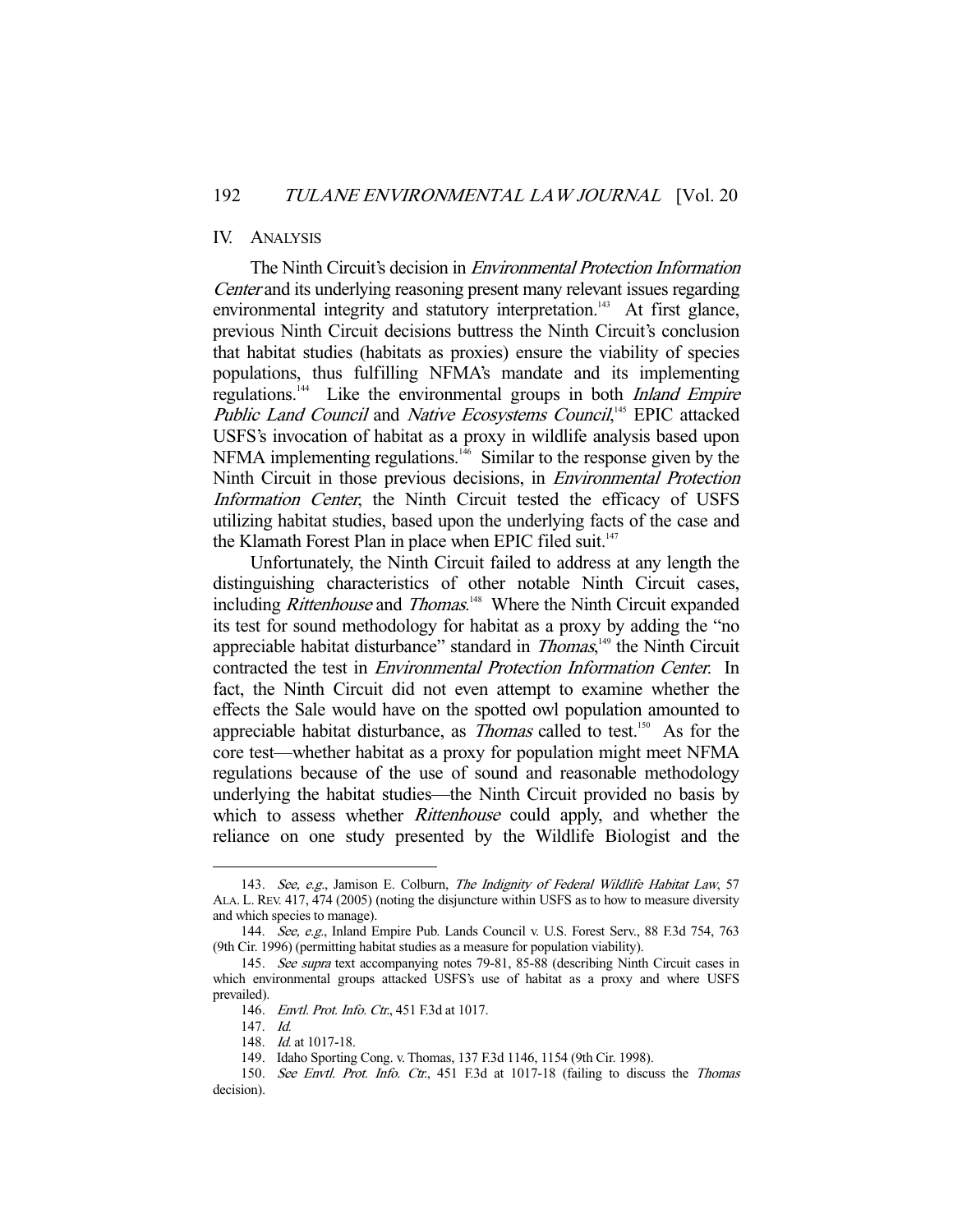## IV. ANALYSIS

The Ninth Circuit's decision in *Environmental Protection Information Center* and its underlying reasoning present many relevant issues regarding environmental integrity and statutory interpretation.[143] At first glance, previous Ninth Circuit decisions buttress the Ninth Circuit's conclusion that habitat studies (habitats as proxies) ensure the viability of species populations, thus fulfilling NFMA's mandate and its implementing regulations.[144] Like the environmental groups in both *Inland Empire Public Land Council* and *Native Ecosystems Council*,[145] EPIC attacked USFS's invocation of habitat as a proxy in wildlife analysis based upon NFMA implementing regulations.[146] Similar to the response given by the Ninth Circuit in those previous decisions, in *Environmental Protection Information Center*, the Ninth Circuit tested the efficacy of USFS utilizing habitat studies, based upon the underlying facts of the case and the Klamath Forest Plan in place when EPIC filed suit.[147]

Unfortunately, the Ninth Circuit failed to address at any length the distinguishing characteristics of other notable Ninth Circuit cases, including *Rittenhouse* and *Thomas*.[148] Where the Ninth Circuit expanded its test for sound methodology for habitat as a proxy by adding the "no appreciable habitat disturbance" standard in *Thomas*,[149] the Ninth Circuit contracted the test in *Environmental Protection Information Center*. In fact, the Ninth Circuit did not even attempt to examine whether the effects the Sale would have on the spotted owl population amounted to appreciable habitat disturbance, as *Thomas* called to test.[150] As for the core test—whether habitat as a proxy for population might meet NFMA regulations because of the use of sound and reasonable methodology underlying the habitat studies—the Ninth Circuit provided no basis by which to assess whether *Rittenhouse* could apply, and whether the reliance on one study presented by the Wildlife Biologist and the

---

143. *See, e.g.*, Jamison E. Colburn, *The Indignity of Federal Wildlife Habitat Law*, 57 ALA. L. REV. 417, 474 (2005) (noting the disjuncture within USFS as to how to measure diversity and which species to manage).

144. *See, e.g.*, Inland Empire Pub. Lands Council v. U.S. Forest Serv., 88 F.3d 754, 763 (9th Cir. 1996) (permitting habitat studies as a measure for population viability).

145. *See supra* text accompanying notes 79-81, 85-88 (describing Ninth Circuit cases in which environmental groups attacked USFS's use of habitat as a proxy and where USFS prevailed).

146. *Envtl. Prot. Info. Ctr.*, 451 F.3d at 1017.

147. *Id.*

148. *Id.* at 1017-18.

149. Idaho Sporting Cong. v. Thomas, 137 F.3d 1146, 1154 (9th Cir. 1998).

150. *See Envtl. Prot. Info. Ctr.*, 451 F.3d at 1017-18 (failing to discuss the *Thomas* decision).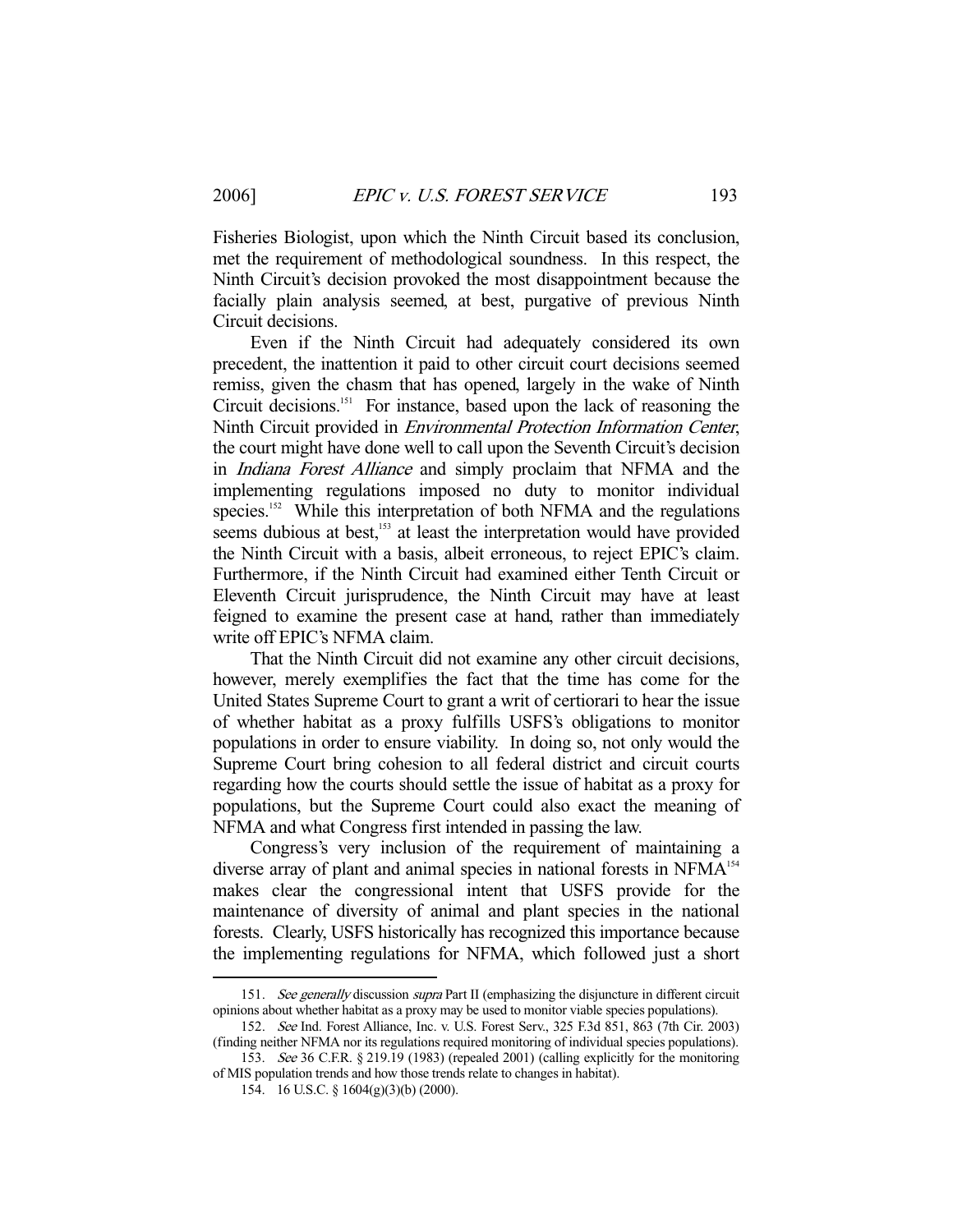Fisheries Biologist, upon which the Ninth Circuit based its conclusion, met the requirement of methodological soundness. In this respect, the Ninth Circuit's decision provoked the most disappointment because the facially plain analysis seemed, at best, purgative of previous Ninth Circuit decisions.

Even if the Ninth Circuit had adequately considered its own precedent, the inattention it paid to other circuit court decisions seemed remiss, given the chasm that has opened, largely in the wake of Ninth Circuit decisions.[151] For instance, based upon the lack of reasoning the Ninth Circuit provided in *Environmental Protection Information Center*, the court might have done well to call upon the Seventh Circuit's decision in *Indiana Forest Alliance* and simply proclaim that NFMA and the implementing regulations imposed no duty to monitor individual species.[152] While this interpretation of both NFMA and the regulations seems dubious at best,[153] at least the interpretation would have provided the Ninth Circuit with a basis, albeit erroneous, to reject EPIC's claim. Furthermore, if the Ninth Circuit had examined either Tenth Circuit or Eleventh Circuit jurisprudence, the Ninth Circuit may have at least feigned to examine the present case at hand, rather than immediately write off EPIC's NFMA claim.

That the Ninth Circuit did not examine any other circuit decisions, however, merely exemplifies the fact that the time has come for the United States Supreme Court to grant a writ of certiorari to hear the issue of whether habitat as a proxy fulfills USFS's obligations to monitor populations in order to ensure viability. In doing so, not only would the Supreme Court bring cohesion to all federal district and circuit courts regarding how the courts should settle the issue of habitat as a proxy for populations, but the Supreme Court could also exact the meaning of NFMA and what Congress first intended in passing the law.

Congress's very inclusion of the requirement of maintaining a diverse array of plant and animal species in national forests in NFMA[154] makes clear the congressional intent that USFS provide for the maintenance of diversity of animal and plant species in the national forests. Clearly, USFS historically has recognized this importance because the implementing regulations for NFMA, which followed just a short

---

151. *See generally* discussion *supra* Part II (emphasizing the disjuncture in different circuit opinions about whether habitat as a proxy may be used to monitor viable species populations).

152. *See* Ind. Forest Alliance, Inc. v. U.S. Forest Serv., 325 F.3d 851, 863 (7th Cir. 2003) (finding neither NFMA nor its regulations required monitoring of individual species populations).

153. *See* 36 C.F.R. § 219.19 (1983) (repealed 2001) (calling explicitly for the monitoring of MIS population trends and how those trends relate to changes in habitat).

154. 16 U.S.C. § 1604(g)(3)(b) (2000).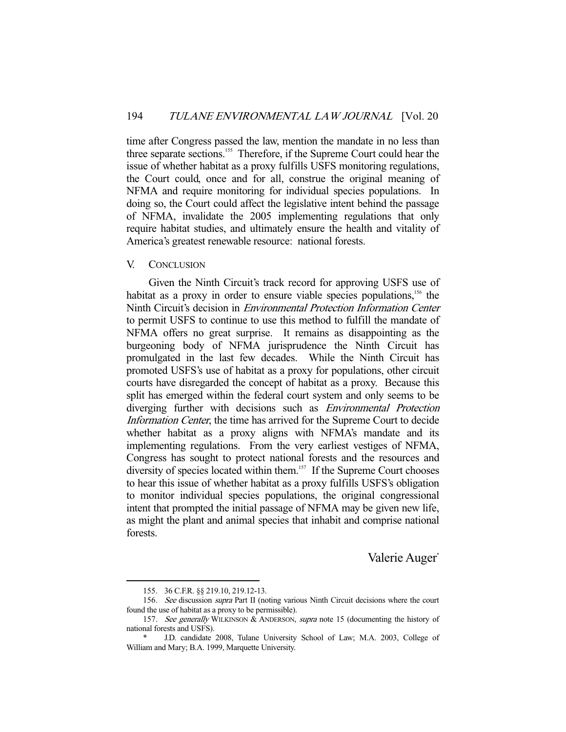time after Congress passed the law, mention the mandate in no less than three separate sections.[155] Therefore, if the Supreme Court could hear the issue of whether habitat as a proxy fulfills USFS monitoring regulations, the Court could, once and for all, construe the original meaning of NFMA and require monitoring for individual species populations. In doing so, the Court could affect the legislative intent behind the passage of NFMA, invalidate the 2005 implementing regulations that only require habitat studies, and ultimately ensure the health and vitality of America's greatest renewable resource: national forests.

## V. CONCLUSION

Given the Ninth Circuit's track record for approving USFS use of habitat as a proxy in order to ensure viable species populations,[156] the Ninth Circuit's decision in *Environmental Protection Information Center* to permit USFS to continue to use this method to fulfill the mandate of NFMA offers no great surprise. It remains as disappointing as the burgeoning body of NFMA jurisprudence the Ninth Circuit has promulgated in the last few decades. While the Ninth Circuit has promoted USFS's use of habitat as a proxy for populations, other circuit courts have disregarded the concept of habitat as a proxy. Because this split has emerged within the federal court system and only seems to be diverging further with decisions such as *Environmental Protection Information Center*, the time has arrived for the Supreme Court to decide whether habitat as a proxy aligns with NFMA's mandate and its implementing regulations. From the very earliest vestiges of NFMA, Congress has sought to protect national forests and the resources and diversity of species located within them.[157] If the Supreme Court chooses to hear this issue of whether habitat as a proxy fulfills USFS's obligation to monitor individual species populations, the original congressional intent that prompted the initial passage of NFMA may be given new life, as might the plant and animal species that inhabit and comprise national forests.

Valerie Auger*

155. 36 C.F.R. §§ 219.10, 219.12-13.

156. *See* discussion *supra* Part II (noting various Ninth Circuit decisions where the court found the use of habitat as a proxy to be permissible).

157. *See generally* WILKINSON & ANDERSON, *supra* note 15 (documenting the history of national forests and USFS).

\* J.D. candidate 2008, Tulane University School of Law; M.A. 2003, College of William and Mary; B.A. 1999, Marquette University.